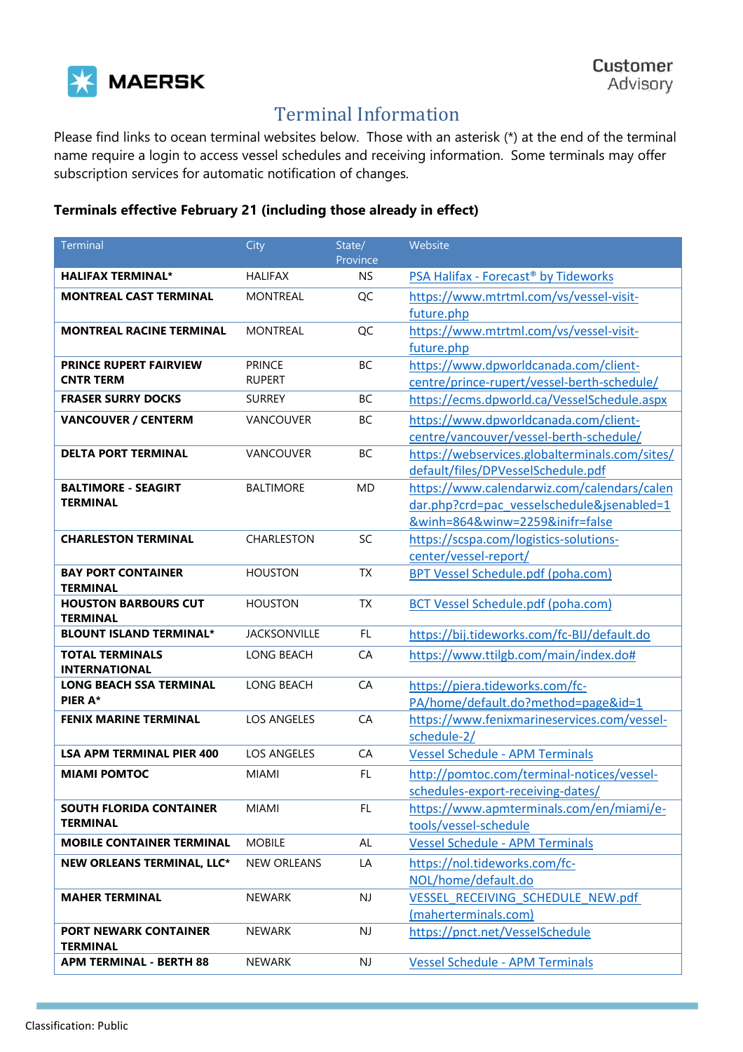MAERSK

Customer Advisory

# Terminal Information

Please find links to ocean terminal websites below. Those with an asterisk (*) at the end of the terminal name require a login to access vessel schedules and receiving information. Some terminals may offer subscription services for automatic notification of changes.

**Terminals effective February 21 (including those already in effect)**

| Terminal | City | State/ Province | Website |
|---|---|---|---|
| **HALIFAX TERMINAL*** | HALIFAX | NS | PSA Halifax - Forecast® by Tideworks |
| **MONTREAL CAST TERMINAL** | MONTREAL | QC | https://www.mtrtml.com/vs/vessel-visit-future.php |
| **MONTREAL RACINE TERMINAL** | MONTREAL | QC | https://www.mtrtml.com/vs/vessel-visit-future.php |
| **PRINCE RUPERT FAIRVIEW CNTR TERM** | PRINCE RUPERT | BC | https://www.dpworldcanada.com/client-centre/prince-rupert/vessel-berth-schedule/ |
| **FRASER SURRY DOCKS** | SURREY | BC | https://ecms.dpworld.ca/VesselSchedule.aspx |
| **VANCOUVER / CENTERM** | VANCOUVER | BC | https://www.dpworldcanada.com/client-centre/vancouver/vessel-berth-schedule/ |
| **DELTA PORT TERMINAL** | VANCOUVER | BC | https://webservices.globalterminals.com/sites/default/files/DPVesselSchedule.pdf |
| **BALTIMORE - SEAGIRT TERMINAL** | BALTIMORE | MD | https://www.calendarwiz.com/calendars/calendar.php?crd=pac_vesselschedule&jsenabled=1&winh=864&winw=2259&inifr=false |
| **CHARLESTON TERMINAL** | CHARLESTON | SC | https://scspa.com/logistics-solutions-center/vessel-report/ |
| **BAY PORT CONTAINER TERMINAL** | HOUSTON | TX | BPT Vessel Schedule.pdf (poha.com) |
| **HOUSTON BARBOURS CUT TERMINAL** | HOUSTON | TX | BCT Vessel Schedule.pdf (poha.com) |
| **BLOUNT ISLAND TERMINAL*** | JACKSONVILLE | FL | https://bij.tideworks.com/fc-BIJ/default.do |
| **TOTAL TERMINALS INTERNATIONAL** | LONG BEACH | CA | https://www.ttilgb.com/main/index.do# |
| **LONG BEACH SSA TERMINAL PIER A*** | LONG BEACH | CA | https://piera.tideworks.com/fc-PA/home/default.do?method=page&id=1 |
| **FENIX MARINE TERMINAL** | LOS ANGELES | CA | https://www.fenixmarineservices.com/vessel-schedule-2/ |
| **LSA APM TERMINAL PIER 400** | LOS ANGELES | CA | Vessel Schedule - APM Terminals |
| **MIAMI POMTOC** | MIAMI | FL | http://pomtoc.com/terminal-notices/vessel-schedules-export-receiving-dates/ |
| **SOUTH FLORIDA CONTAINER TERMINAL** | MIAMI | FL | https://www.apmterminals.com/en/miami/e-tools/vessel-schedule |
| **MOBILE CONTAINER TERMINAL** | MOBILE | AL | Vessel Schedule - APM Terminals |
| **NEW ORLEANS TERMINAL, LLC*** | NEW ORLEANS | LA | https://nol.tideworks.com/fc-NOL/home/default.do |
| **MAHER TERMINAL** | NEWARK | NJ | VESSEL_RECEIVING_SCHEDULE_NEW.pdf (maherterminals.com) |
| **PORT NEWARK CONTAINER TERMINAL** | NEWARK | NJ | https://pnct.net/VesselSchedule |
| **APM TERMINAL - BERTH 88** | NEWARK | NJ | Vessel Schedule - APM Terminals |

Classification: Public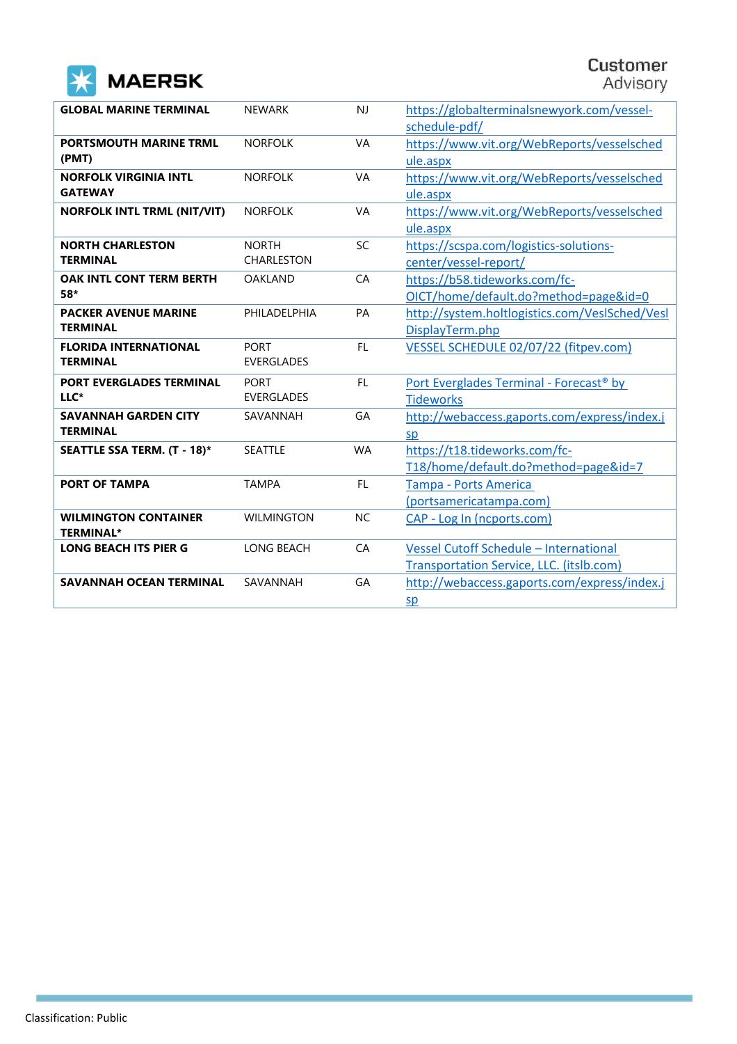| | | | |
|---|---|---|---|
| **GLOBAL MARINE TERMINAL** | NEWARK | NJ | https://globalterminalsnewyork.com/vessel-schedule-pdf/ |
| **PORTSMOUTH MARINE TRML (PMT)** | NORFOLK | VA | https://www.vit.org/WebReports/vesselschedule.aspx |
| **NORFOLK VIRGINIA INTL GATEWAY** | NORFOLK | VA | https://www.vit.org/WebReports/vesselschedule.aspx |
| **NORFOLK INTL TRML (NIT/VIT)** | NORFOLK | VA | https://www.vit.org/WebReports/vesselschedule.aspx |
| **NORTH CHARLESTON TERMINAL** | NORTH CHARLESTON | SC | https://scspa.com/logistics-solutions-center/vessel-report/ |
| **OAK INTL CONT TERM BERTH 58*** | OAKLAND | CA | https://b58.tideworks.com/fc-OICT/home/default.do?method=page&id=0 |
| **PACKER AVENUE MARINE TERMINAL** | PHILADELPHIA | PA | http://system.holtlogistics.com/VeslSched/VeslDisplayTerm.php |
| **FLORIDA INTERNATIONAL TERMINAL** | PORT EVERGLADES | FL | VESSEL SCHEDULE 02/07/22 (fitpev.com) |
| **PORT EVERGLADES TERMINAL LLC*** | PORT EVERGLADES | FL | Port Everglades Terminal - Forecast® by Tideworks |
| **SAVANNAH GARDEN CITY TERMINAL** | SAVANNAH | GA | http://webaccess.gaports.com/express/index.jsp |
| **SEATTLE SSA TERM. (T - 18)*** | SEATTLE | WA | https://t18.tideworks.com/fc-T18/home/default.do?method=page&id=7 |
| **PORT OF TAMPA** | TAMPA | FL | Tampa - Ports America (portsamericatampa.com) |
| **WILMINGTON CONTAINER TERMINAL*** | WILMINGTON | NC | CAP - Log In (ncports.com) |
| **LONG BEACH ITS PIER G** | LONG BEACH | CA | Vessel Cutoff Schedule – International Transportation Service, LLC. (itslb.com) |
| **SAVANNAH OCEAN TERMINAL** | SAVANNAH | GA | http://webaccess.gaports.com/express/index.jsp |